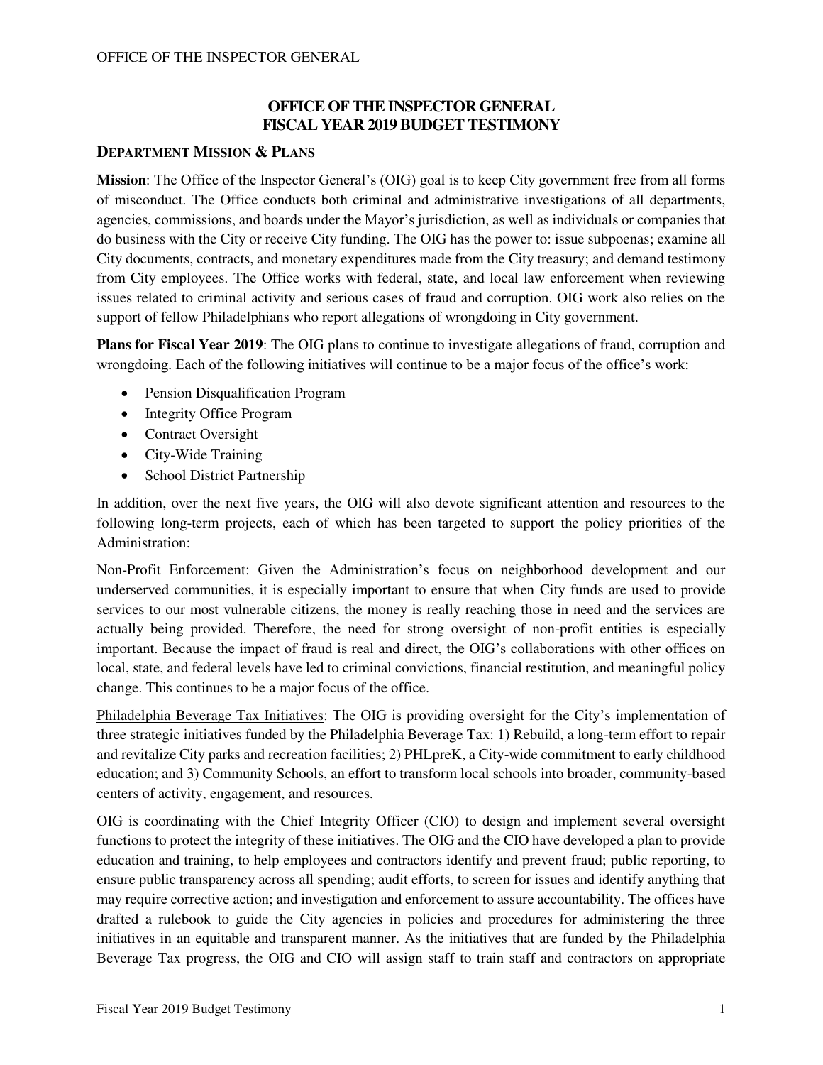# OFFICE OF THE INSPECTOR GENERAL
# FISCAL YEAR 2019 BUDGET TESTIMONY

## DEPARTMENT MISSION & PLANS

**Mission**: The Office of the Inspector General's (OIG) goal is to keep City government free from all forms of misconduct. The Office conducts both criminal and administrative investigations of all departments, agencies, commissions, and boards under the Mayor's jurisdiction, as well as individuals or companies that do business with the City or receive City funding. The OIG has the power to: issue subpoenas; examine all City documents, contracts, and monetary expenditures made from the City treasury; and demand testimony from City employees. The Office works with federal, state, and local law enforcement when reviewing issues related to criminal activity and serious cases of fraud and corruption. OIG work also relies on the support of fellow Philadelphians who report allegations of wrongdoing in City government.

**Plans for Fiscal Year 2019**: The OIG plans to continue to investigate allegations of fraud, corruption and wrongdoing. Each of the following initiatives will continue to be a major focus of the office's work:

- Pension Disqualification Program
- Integrity Office Program
- Contract Oversight
- City-Wide Training
- School District Partnership

In addition, over the next five years, the OIG will also devote significant attention and resources to the following long-term projects, each of which has been targeted to support the policy priorities of the Administration:

Non-Profit Enforcement: Given the Administration's focus on neighborhood development and our underserved communities, it is especially important to ensure that when City funds are used to provide services to our most vulnerable citizens, the money is really reaching those in need and the services are actually being provided. Therefore, the need for strong oversight of non-profit entities is especially important. Because the impact of fraud is real and direct, the OIG's collaborations with other offices on local, state, and federal levels have led to criminal convictions, financial restitution, and meaningful policy change. This continues to be a major focus of the office.

Philadelphia Beverage Tax Initiatives: The OIG is providing oversight for the City's implementation of three strategic initiatives funded by the Philadelphia Beverage Tax: 1) Rebuild, a long-term effort to repair and revitalize City parks and recreation facilities; 2) PHLpreK, a City-wide commitment to early childhood education; and 3) Community Schools, an effort to transform local schools into broader, community-based centers of activity, engagement, and resources.

OIG is coordinating with the Chief Integrity Officer (CIO) to design and implement several oversight functions to protect the integrity of these initiatives. The OIG and the CIO have developed a plan to provide education and training, to help employees and contractors identify and prevent fraud; public reporting, to ensure public transparency across all spending; audit efforts, to screen for issues and identify anything that may require corrective action; and investigation and enforcement to assure accountability. The offices have drafted a rulebook to guide the City agencies in policies and procedures for administering the three initiatives in an equitable and transparent manner. As the initiatives that are funded by the Philadelphia Beverage Tax progress, the OIG and CIO will assign staff to train staff and contractors on appropriate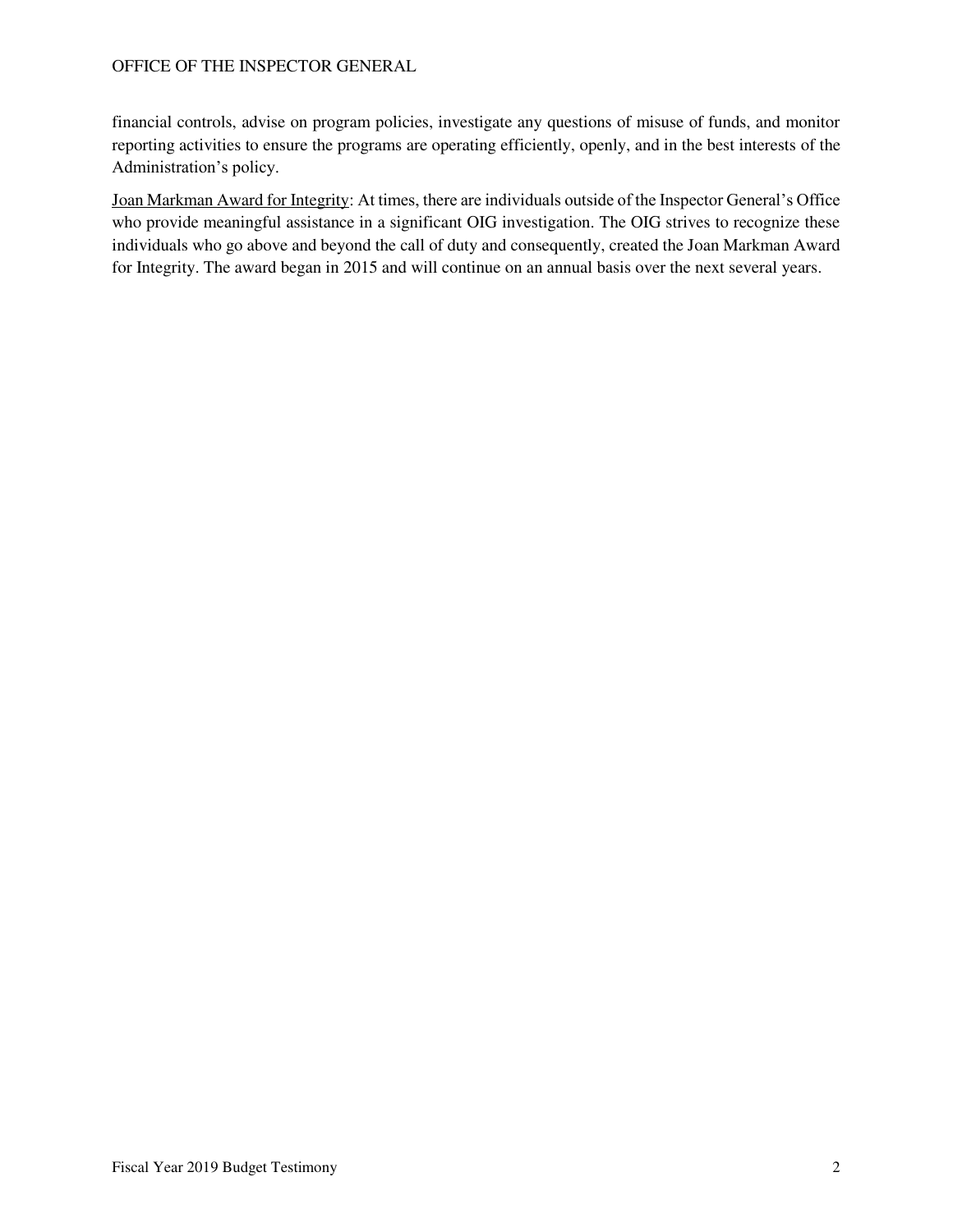financial controls, advise on program policies, investigate any questions of misuse of funds, and monitor reporting activities to ensure the programs are operating efficiently, openly, and in the best interests of the Administration's policy.

<u>Joan Markman Award for Integrity</u>: At times, there are individuals outside of the Inspector General's Office who provide meaningful assistance in a significant OIG investigation. The OIG strives to recognize these individuals who go above and beyond the call of duty and consequently, created the Joan Markman Award for Integrity. The award began in 2015 and will continue on an annual basis over the next several years.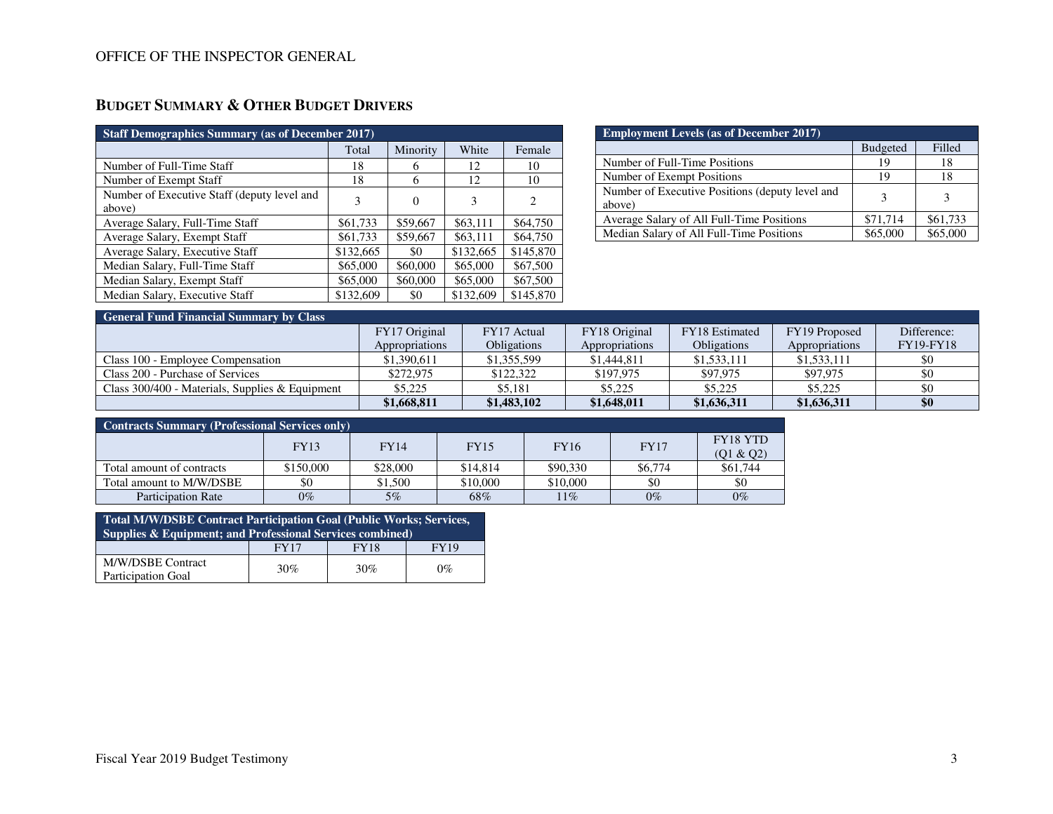## BUDGET SUMMARY & OTHER BUDGET DRIVERS

| Staff Demographics Summary (as of December 2017) | | | | |
|---|---|---|---|---|
| | Total | Minority | White | Female |
| Number of Full-Time Staff | 18 | 6 | 12 | 10 |
| Number of Exempt Staff | 18 | 6 | 12 | 10 |
| Number of Executive Staff (deputy level and above) | 3 | 0 | 3 | 2 |
| Average Salary, Full-Time Staff | $61,733 | $59,667 | $63,111 | $64,750 |
| Average Salary, Exempt Staff | $61,733 | $59,667 | $63,111 | $64,750 |
| Average Salary, Executive Staff | $132,665 | $0 | $132,665 | $145,870 |
| Median Salary, Full-Time Staff | $65,000 | $60,000 | $65,000 | $67,500 |
| Median Salary, Exempt Staff | $65,000 | $60,000 | $65,000 | $67,500 |
| Median Salary, Executive Staff | $132,609 | $0 | $132,609 | $145,870 |

| Employment Levels (as of December 2017) | | |
|---|---|---|
| | Budgeted | Filled |
| Number of Full-Time Positions | 19 | 18 |
| Number of Exempt Positions | 19 | 18 |
| Number of Executive Positions (deputy level and above) | 3 | 3 |
| Average Salary of All Full-Time Positions | $71,714 | $61,733 |
| Median Salary of All Full-Time Positions | $65,000 | $65,000 |

| General Fund Financial Summary by Class | | | | | | |
|---|---|---|---|---|---|---|
| | FY17 Original Appropriations | FY17 Actual Obligations | FY18 Original Appropriations | FY18 Estimated Obligations | FY19 Proposed Appropriations | Difference: FY19-FY18 |
| Class 100 - Employee Compensation | $1,390,611 | $1,355,599 | $1,444,811 | $1,533,111 | $1,533,111 | $0 |
| Class 200 - Purchase of Services | $272,975 | $122,322 | $197,975 | $97,975 | $97,975 | $0 |
| Class 300/400 - Materials, Supplies & Equipment | $5,225 | $5,181 | $5,225 | $5,225 | $5,225 | $0 |
| | **$1,668,811** | **$1,483,102** | **$1,648,011** | **$1,636,311** | **$1,636,311** | **$0** |

| Contracts Summary (Professional Services only) | | | | | | |
|---|---|---|---|---|---|---|
| | FY13 | FY14 | FY15 | FY16 | FY17 | FY18 YTD (Q1 & Q2) |
| Total amount of contracts | $150,000 | $28,000 | $14,814 | $90,330 | $6,774 | $61,744 |
| Total amount to M/W/DSBE | $0 | $1,500 | $10,000 | $10,000 | $0 | $0 |
| Participation Rate | 0% | 5% | 68% | 11% | 0% | 0% |

| Total M/W/DSBE Contract Participation Goal (Public Works; Services, Supplies & Equipment; and Professional Services combined) | | | |
|---|---|---|---|
| | FY17 | FY18 | FY19 |
| M/W/DSBE Contract Participation Goal | 30% | 30% | 0% |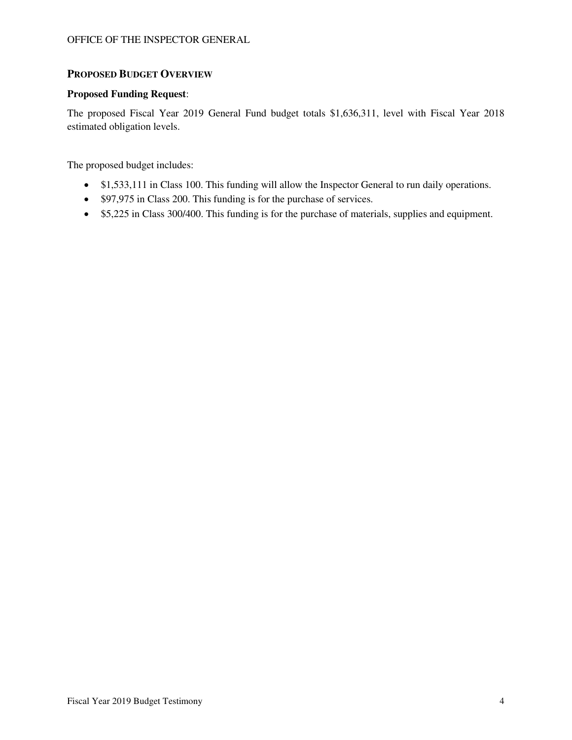## PROPOSED BUDGET OVERVIEW

**Proposed Funding Request**:

The proposed Fiscal Year 2019 General Fund budget totals $1,636,311, level with Fiscal Year 2018 estimated obligation levels.

The proposed budget includes:

- $1,533,111 in Class 100. This funding will allow the Inspector General to run daily operations.
- $97,975 in Class 200. This funding is for the purchase of services.
- $5,225 in Class 300/400. This funding is for the purchase of materials, supplies and equipment.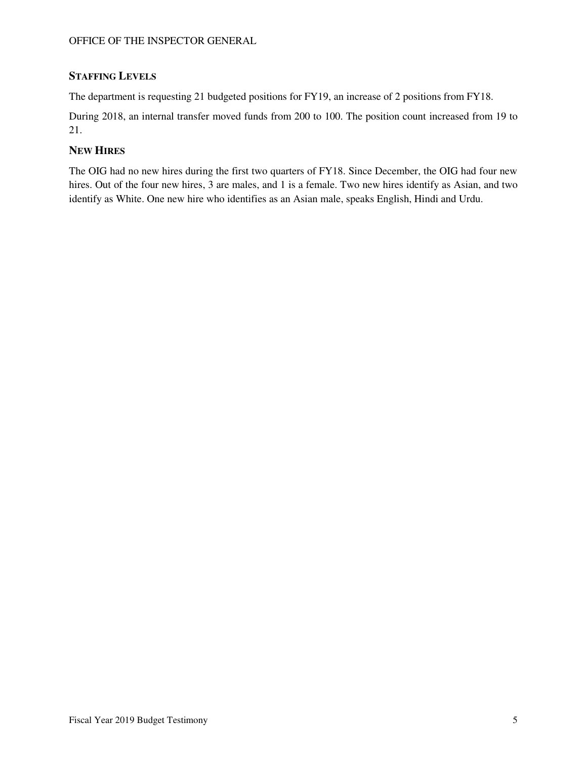## STAFFING LEVELS

The department is requesting 21 budgeted positions for FY19, an increase of 2 positions from FY18.

During 2018, an internal transfer moved funds from 200 to 100. The position count increased from 19 to 21.

## NEW HIRES

The OIG had no new hires during the first two quarters of FY18. Since December, the OIG had four new hires. Out of the four new hires, 3 are males, and 1 is a female. Two new hires identify as Asian, and two identify as White. One new hire who identifies as an Asian male, speaks English, Hindi and Urdu.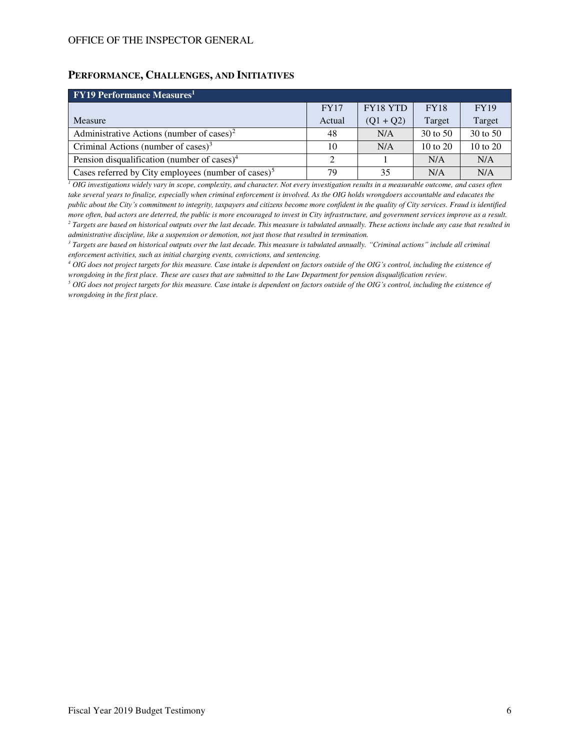## Performance, Challenges, and Initiatives

| FY19 Performance Measures[1] | | | | |
|---|---|---|---|---|
| Measure | FY17 Actual | FY18 YTD (Q1 + Q2) | FY18 Target | FY19 Target |
| Administrative Actions (number of cases)[2] | 48 | N/A | 30 to 50 | 30 to 50 |
| Criminal Actions (number of cases)[3] | 10 | N/A | 10 to 20 | 10 to 20 |
| Pension disqualification (number of cases)[4] | 2 | 1 | N/A | N/A |
| Cases referred by City employees (number of cases)[5] | 79 | 35 | N/A | N/A |

*[1] OIG investigations widely vary in scope, complexity, and character. Not every investigation results in a measurable outcome, and cases often take several years to finalize, especially when criminal enforcement is involved. As the OIG holds wrongdoers accountable and educates the public about the City's commitment to integrity, taxpayers and citizens become more confident in the quality of City services. Fraud is identified more often, bad actors are deterred, the public is more encouraged to invest in City infrastructure, and government services improve as a result.*

*[2] Targets are based on historical outputs over the last decade. This measure is tabulated annually. These actions include any case that resulted in administrative discipline, like a suspension or demotion, not just those that resulted in termination.*

*[3] Targets are based on historical outputs over the last decade. This measure is tabulated annually. "Criminal actions" include all criminal enforcement activities, such as initial charging events, convictions, and sentencing.*

*[4] OIG does not project targets for this measure. Case intake is dependent on factors outside of the OIG's control, including the existence of wrongdoing in the first place. These are cases that are submitted to the Law Department for pension disqualification review.*

*[5] OIG does not project targets for this measure. Case intake is dependent on factors outside of the OIG's control, including the existence of wrongdoing in the first place.*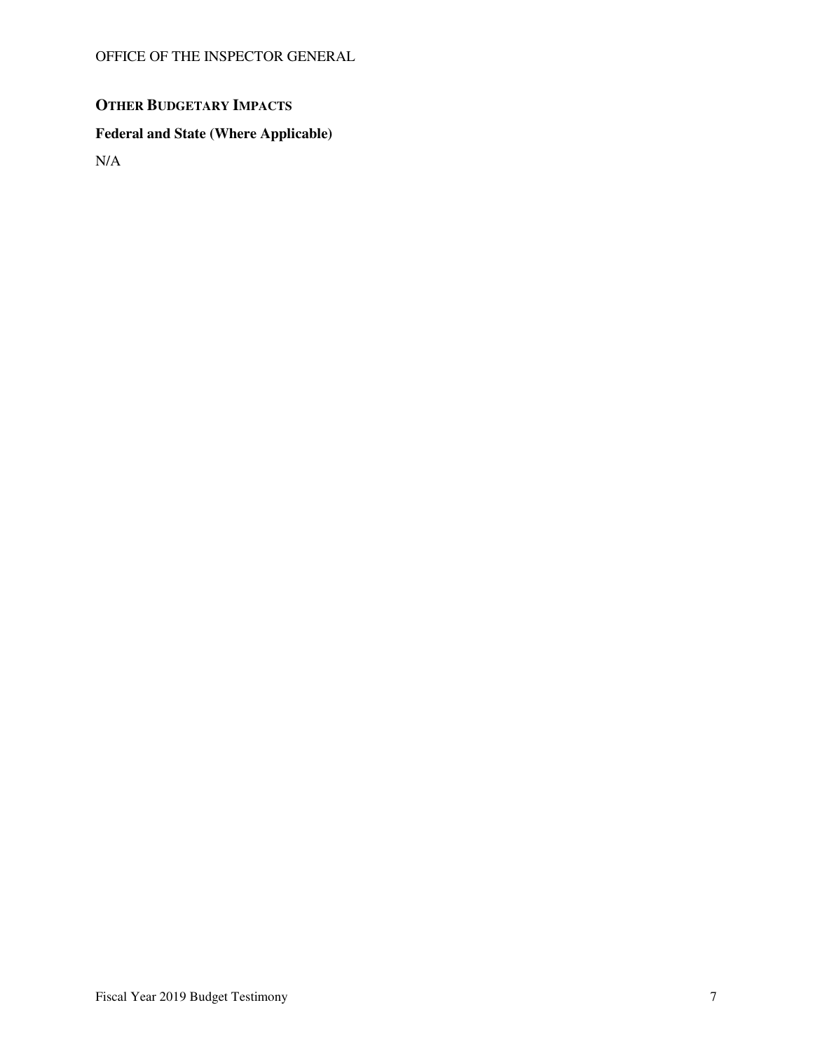## OTHER BUDGETARY IMPACTS

### Federal and State (Where Applicable)

N/A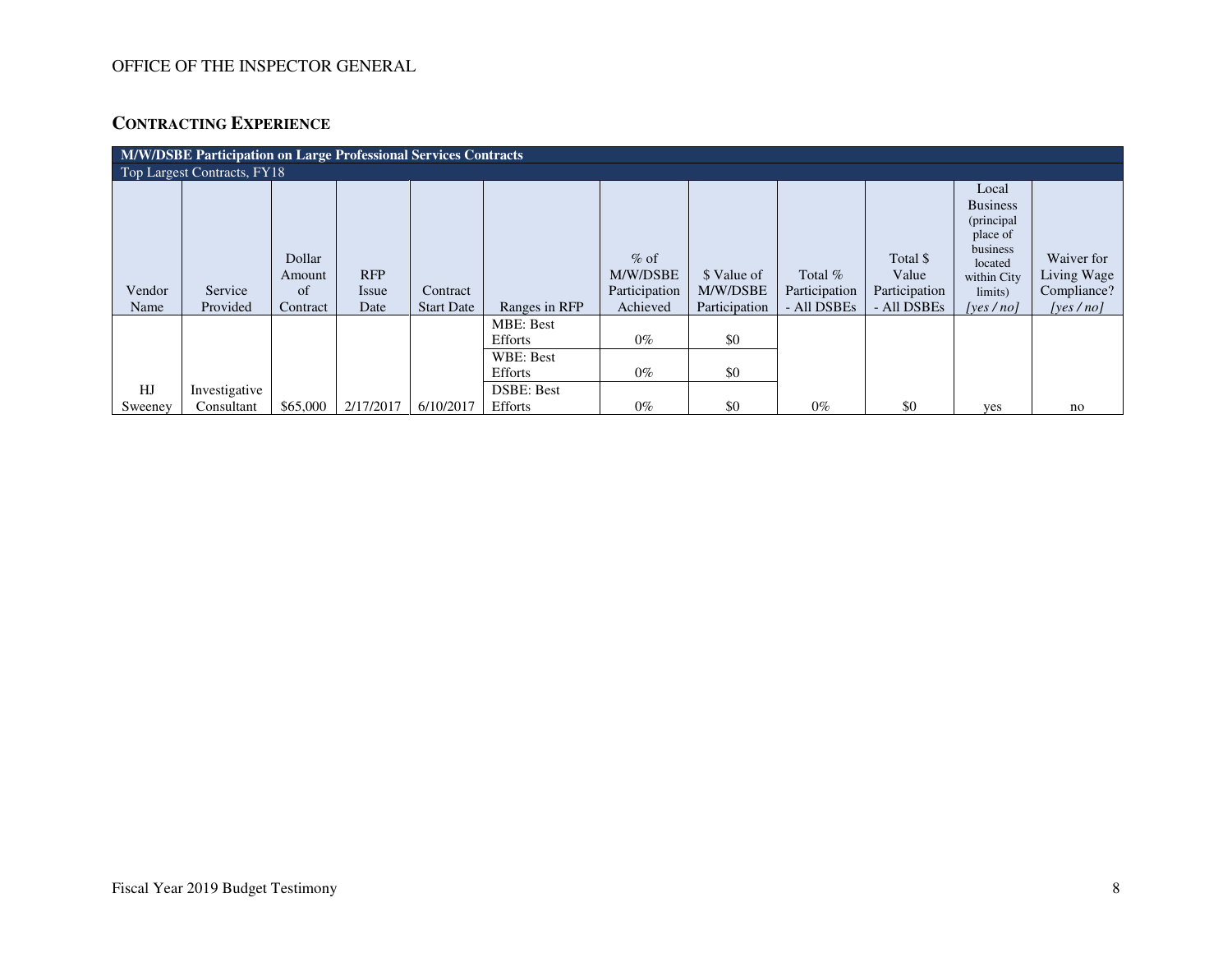OFFICE OF THE INSPECTOR GENERAL

## CONTRACTING EXPERIENCE

| M/W/DSBE Participation on Large Professional Services Contracts | | | | | | | | | | | |
|---|---|---|---|---|---|---|---|---|---|---|---|
| Top Largest Contracts, FY18 | | | | | | | | | | | |
| Vendor Name | Service Provided | Dollar Amount of Contract | RFP Issue Date | Contract Start Date | Ranges in RFP | % of M/W/DSBE Participation Achieved | $ Value of M/W/DSBE Participation | Total % Participation - All DSBEs | Total $ Value Participation - All DSBEs | Local Business (principal place of business located within City limits) *[yes / no]* | Waiver for Living Wage Compliance? *[yes / no]* |
| HJ Sweeney | Investigative Consultant | $65,000 | 2/17/2017 | 6/10/2017 | MBE: Best Efforts | 0% | $0 | 0% | $0 | yes | no |
| | | | | | WBE: Best Efforts | 0% | $0 | | | | |
| | | | | | DSBE: Best Efforts | 0% | $0 | | | | |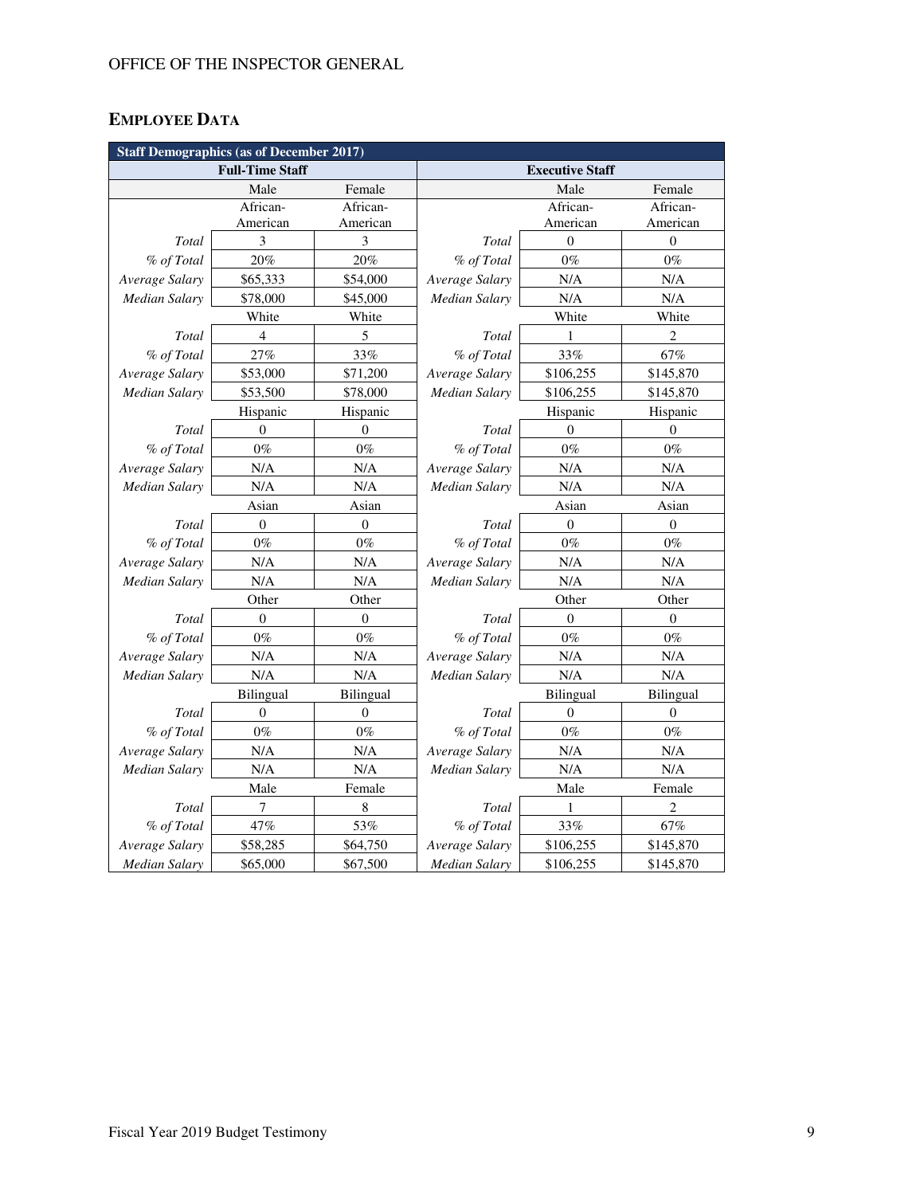OFFICE OF THE INSPECTOR GENERAL

## EMPLOYEE DATA

| Staff Demographics (as of December 2017) | | | | | |
|---|---|---|---|---|---|
| Full-Time Staff | | | Executive Staff | | |
| | Male | Female | | Male | Female |
| | African-American | African-American | | African-American | African-American |
| *Total* | 3 | 3 | *Total* | 0 | 0 |
| *% of Total* | 20% | 20% | *% of Total* | 0% | 0% |
| *Average Salary* | $65,333 | $54,000 | *Average Salary* | N/A | N/A |
| *Median Salary* | $78,000 | $45,000 | *Median Salary* | N/A | N/A |
| | White | White | | White | White |
| *Total* | 4 | 5 | *Total* | 1 | 2 |
| *% of Total* | 27% | 33% | *% of Total* | 33% | 67% |
| *Average Salary* | $53,000 | $71,200 | *Average Salary* | $106,255 | $145,870 |
| *Median Salary* | $53,500 | $78,000 | *Median Salary* | $106,255 | $145,870 |
| | Hispanic | Hispanic | | Hispanic | Hispanic |
| *Total* | 0 | 0 | *Total* | 0 | 0 |
| *% of Total* | 0% | 0% | *% of Total* | 0% | 0% |
| *Average Salary* | N/A | N/A | *Average Salary* | N/A | N/A |
| *Median Salary* | N/A | N/A | *Median Salary* | N/A | N/A |
| | Asian | Asian | | Asian | Asian |
| *Total* | 0 | 0 | *Total* | 0 | 0 |
| *% of Total* | 0% | 0% | *% of Total* | 0% | 0% |
| *Average Salary* | N/A | N/A | *Average Salary* | N/A | N/A |
| *Median Salary* | N/A | N/A | *Median Salary* | N/A | N/A |
| | Other | Other | | Other | Other |
| *Total* | 0 | 0 | *Total* | 0 | 0 |
| *% of Total* | 0% | 0% | *% of Total* | 0% | 0% |
| *Average Salary* | N/A | N/A | *Average Salary* | N/A | N/A |
| *Median Salary* | N/A | N/A | *Median Salary* | N/A | N/A |
| | Bilingual | Bilingual | | Bilingual | Bilingual |
| *Total* | 0 | 0 | *Total* | 0 | 0 |
| *% of Total* | 0% | 0% | *% of Total* | 0% | 0% |
| *Average Salary* | N/A | N/A | *Average Salary* | N/A | N/A |
| *Median Salary* | N/A | N/A | *Median Salary* | N/A | N/A |
| | Male | Female | | Male | Female |
| *Total* | 7 | 8 | *Total* | 1 | 2 |
| *% of Total* | 47% | 53% | *% of Total* | 33% | 67% |
| *Average Salary* | $58,285 | $64,750 | *Average Salary* | $106,255 | $145,870 |
| *Median Salary* | $65,000 | $67,500 | *Median Salary* | $106,255 | $145,870 |

Fiscal Year 2019 Budget Testimony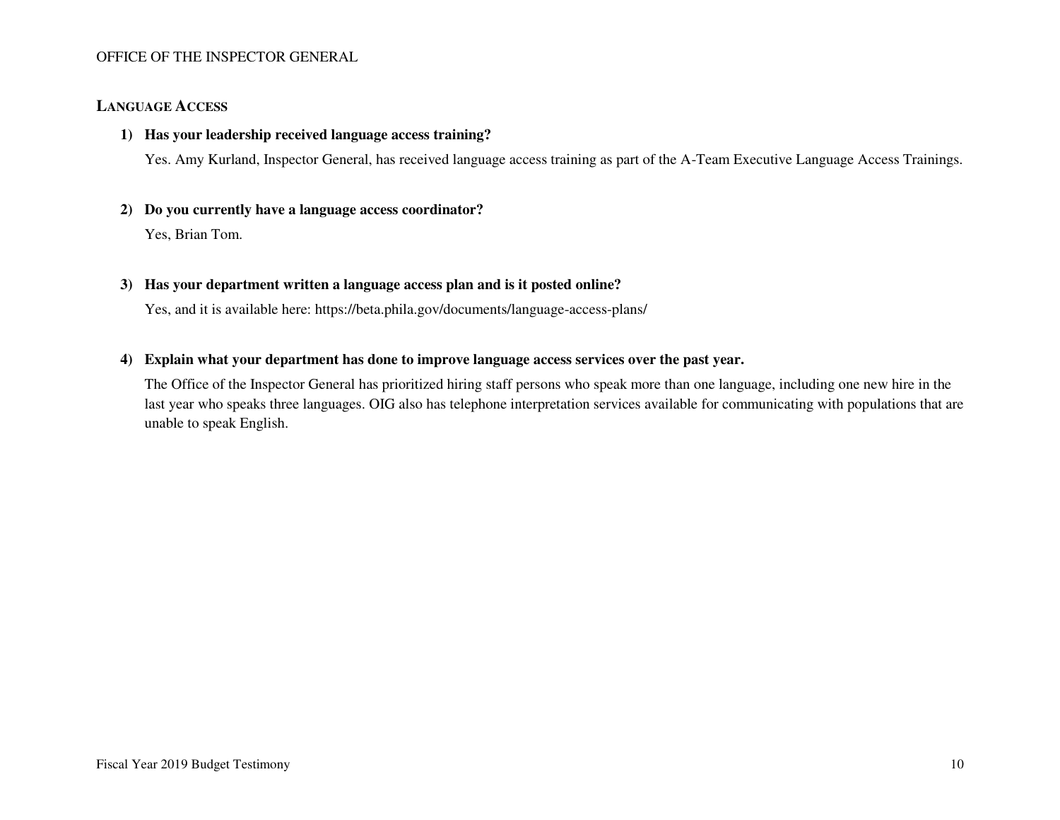## Language Access

1) **Has your leadership received language access training?**

   Yes. Amy Kurland, Inspector General, has received language access training as part of the A-Team Executive Language Access Trainings.

2) **Do you currently have a language access coordinator?**

   Yes, Brian Tom.

3) **Has your department written a language access plan and is it posted online?**

   Yes, and it is available here: https://beta.phila.gov/documents/language-access-plans/

4) **Explain what your department has done to improve language access services over the past year.**

   The Office of the Inspector General has prioritized hiring staff persons who speak more than one language, including one new hire in the last year who speaks three languages. OIG also has telephone interpretation services available for communicating with populations that are unable to speak English.